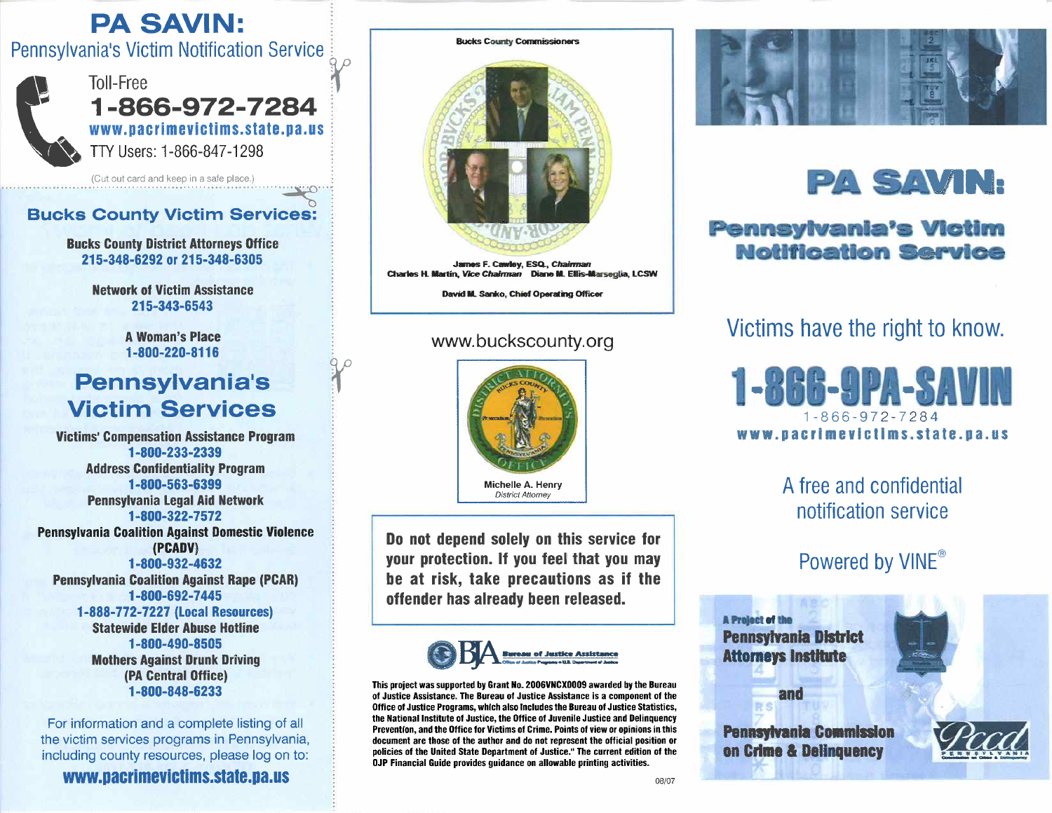# PA SAVIN:

## Pennsylvania's Victim Notification Service

Toll-Free

**1-866-972-7284**

**www.pacrimevictims.state.pa.us**

TTY Users: 1-866-847-1298

(Cut out card and keep in a safe place.)

## Bucks County Victim Services:

**Bucks County District Attorneys Office**
215-348-6292 or 215-348-6305

**Network of Victim Assistance**
215-343-6543

**A Woman's Place**
1-800-220-8116

## Pennsylvania's Victim Services

**Victims' Compensation Assistance Program**
1-800-233-2339

**Address Confidentiality Program**
1-800-563-6399

**Pennsylvania Legal Aid Network**
1-800-322-7572

**Pennsylvania Coalition Against Domestic Violence (PCADV)**
1-800-932-4632

**Pennsylvania Coalition Against Rape (PCAR)**
1-800-692-7445
1-888-772-7227 (Local Resources)

**Statewide Elder Abuse Hotline**
1-800-490-8505

**Mothers Against Drunk Driving (PA Central Office)**
1-800-848-6233

For information and a complete listing of all the victim services programs in Pennsylvania, including county resources, please log on to:

**www.pacrimevictims.state.pa.us**

---

**Bucks County Commissioners**

James F. Cawley, ESQ., *Chairman*
Charles H. Martin, *Vice Chairman* Diane M. Ellis-Marseglia, LCSW

David M. Sanko, Chief Operating Officer

www.buckscounty.org

Michelle A. Henry
*District Attorney*

**Do not depend solely on this service for your protection. If you feel that you may be at risk, take precautions as if the offender has already been released.**

BJA Bureau of Justice Assistance
Office of Justice Programs • U.S. Department of Justice

This project was supported by Grant No. 2006VNCX0009 awarded by the Bureau of Justice Assistance. The Bureau of Justice Assistance is a component of the Office of Justice Programs, which also includes the Bureau of Justice Statistics, the National Institute of Justice, the Office of Juvenile Justice and Delinquency Prevention, and the Office for Victims of Crime. Points of view or opinions in this document are those of the author and do not represent the official position or policies of the United State Department of Justice." The current edition of the OJP Financial Guide provides guidance on allowable printing activities.

08/07

---

# PA SAVIN:

## Pennsylvania's Victim Notification Service

Victims have the right to know.

**1-866-9PA-SAVIN**

1-866-972-7284

**www.pacrimevictims.state.pa.us**

A free and confidential notification service

Powered by VINE®

A Project of the **Pennsylvania District Attorneys Institute**

and

**Pennsylvania Commission on Crime & Delinquency**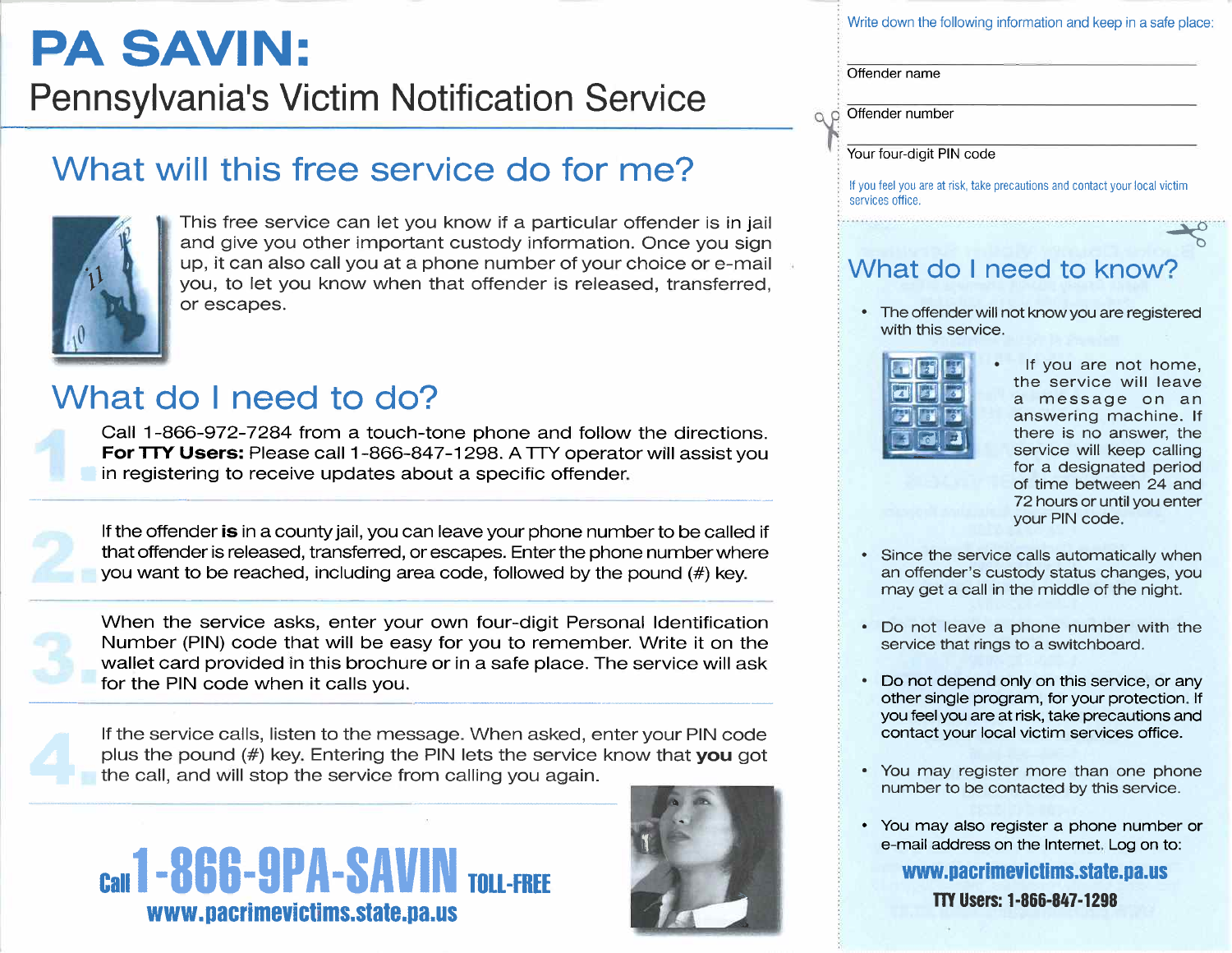# PA SAVIN:

## Pennsylvania's Victim Notification Service

## What will this free service do for me?

This free service can let you know if a particular offender is in jail and give you other important custody information. Once you sign up, it can also call you at a phone number of your choice or e-mail you, to let you know when that offender is released, transferred, or escapes.

## What do I need to do?

1. Call 1-866-972-7284 from a touch-tone phone and follow the directions. **For TTY Users:** Please call 1-866-847-1298. A TTY operator will assist you in registering to receive updates about a specific offender.

2. If the offender **is** in a county jail, you can leave your phone number to be called if that offender is released, transferred, or escapes. Enter the phone number where you want to be reached, including area code, followed by the pound (#) key.

3. When the service asks, enter your own four-digit Personal Identification Number (PIN) code that will be easy for you to remember. Write it on the wallet card provided in this brochure or in a safe place. The service will ask for the PIN code when it calls you.

4. If the service calls, listen to the message. When asked, enter your PIN code plus the pound (#) key. Entering the PIN lets the service know that **you** got the call, and will stop the service from calling you again.

**Call 1-866-9PA-SAVIN TOLL-FREE**

**www.pacrimevictims.state.pa.us**

Write down the following information and keep in a safe place:

Offender name ______________________

Offender number ______________________

Your four-digit PIN code ______________________

If you feel you are at risk, take precautions and contact your local victim services office.

## What do I need to know?

- The offender will not know you are registered with this service.
- If you are not home, the service will leave a message on an answering machine. If there is no answer, the service will keep calling for a designated period of time between 24 and 72 hours or until you enter your PIN code.
- Since the service calls automatically when an offender's custody status changes, you may get a call in the middle of the night.
- Do not leave a phone number with the service that rings to a switchboard.
- Do not depend only on this service, or any other single program, for your protection. If you feel you are at risk, take precautions and contact your local victim services office.
- You may register more than one phone number to be contacted by this service.
- You may also register a phone number or e-mail address on the Internet. Log on to:

**www.pacrimevictims.state.pa.us**

**TTY Users: 1-866-847-1298**